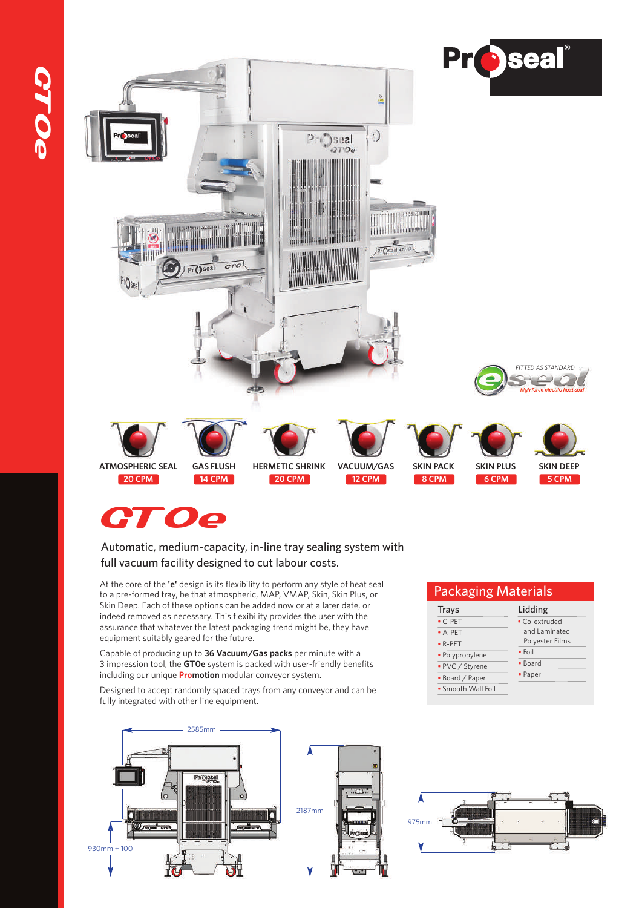# GTOe

FITTED AS STANDARD eseal high force electric heat seal

| ATMOSPHERIC SEAL | GAS FLUSH | HERMETIC SHRINK | VACUUM/GAS | SKIN PACK | SKIN PLUS | SKIN DEEP |
|---|---|---|---|---|---|---|
| 20 CPM | 14 CPM | 20 CPM | 12 CPM | 8 CPM | 6 CPM | 5 CPM |

## GTOe

Automatic, medium-capacity, in-line tray sealing system with full vacuum facility designed to cut labour costs.

At the core of the **'e'** design is its flexibility to perform any style of heat seal to a pre-formed tray, be that atmospheric, MAP, VMAP, Skin, Skin Plus, or Skin Deep. Each of these options can be added now or at a later date, or indeed removed as necessary. This flexibility provides the user with the assurance that whatever the latest packaging trend might be, they have equipment suitably geared for the future.

Capable of producing up to **36 Vacuum/Gas packs** per minute with a 3 impression tool, the **GTOe** system is packed with user-friendly benefits including our unique **Promotion** modular conveyor system.

Designed to accept randomly spaced trays from any conveyor and can be fully integrated with other line equipment.

## Packaging Materials

| Trays | Lidding |
|---|---|
| C-PET | Co-extruded and Laminated Polyester Films |
| A-PET | Foil |
| R-PET | Board |
| Polypropylene | Paper |
| PVC / Styrene | |
| Board / Paper | |
| Smooth Wall Foil | |

2585mm

930mm + 100

2187mm

975mm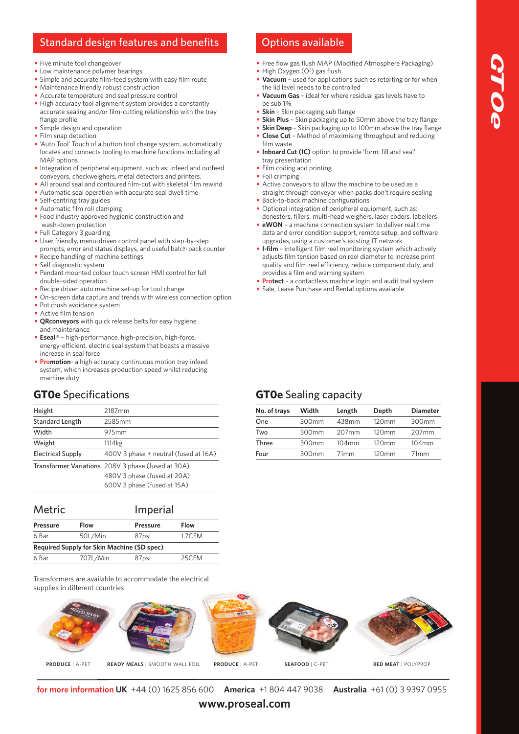## Standard design features and benefits

- Five minute tool changeover
- Low maintenance polymer bearings
- Simple and accurate film-feed system with easy film route
- Maintenance friendly robust construction
- Accurate temperature and seal pressure control
- High accuracy tool alignment system provides a constantly accurate sealing and/or film-cutting relationship with the tray flange profile
- Simple design and operation
- Film snap detection
- 'Auto Tool' Touch of a button tool change system, automatically locates and connects tooling to machine functions including all MAP options
- Integration of peripheral equipment, such as: infeed and outfeed conveyors, checkweighers, metal detectors and printers.
- All around seal and contoured film-cut with skeletal film rewind
- Automatic seal operation with accurate seal dwell time
- Self-centring tray guides
- Automatic film roll clamping
- Food industry approved hygienic construction and wash-down protection
- Full Category 3 guarding
- User friendly, menu-driven control panel with step-by-step prompts, error and status displays, and useful batch pack counter
- Recipe handling of machine settings
- Self diagnostic system
- Pendant mounted colour touch screen HMI control for full double-sided operation
- Recipe driven auto machine set-up for tool change
- On-screen data capture and trends with wireless connection option
- Pot crush avoidance system
- Active film tension
- **QRconveyors** with quick release belts for easy hygiene and maintenance
- **Eseal®** – high-performance, high-precision, high-force, energy-efficient, electric seal system that boasts a massive increase in seal force
- **Promotion**- a high accuracy continuous motion tray infeed system, which increases production speed whilst reducing machine duty

## Options available

- Free flow gas flush MAP (Modified Atmosphere Packaging)
- High Oxygen ($O^2$) gas flush
- **Vacuum** – used for applications such as retorting or for when the lid level needs to be controlled
- **Vacuum Gas** – ideal for where residual gas levels have to be sub 1%
- **Skin** – Skin packaging sub flange
- **Skin Plus** – Skin packaging up to 50mm above the tray flange
- **Skin Deep** – Skin packaging up to 100mm above the tray flange
- **Close Cut** – Method of maximising throughput and reducing film waste
- **Inboard Cut (IC)** option to provide 'form, fill and seal' tray presentation
- Film coding and printing
- Foil crimping
- Active conveyors to allow the machine to be used as a straight through conveyor when packs don't require sealing
- Back-to-back machine configurations
- Optional integration of peripheral equipment, such as: denesters, fillers, multi-head weighers, laser coders, labellers
- **eWON** – a machine connection system to deliver real time data and error condition support, remote setup, and software upgrades, using a customer's existing IT network
- **I-film** – intelligent film reel monitoring system which actively adjusts film tension based on reel diameter to increase print quality and film reel efficiency, reduce component duty, and provides a film end warning system
- **Protect** – a contactless machine login and audit trail system
- Sale, Lease Purchase and Rental options available

## GT0e Specifications

| | |
|---|---|
| Height | 2187mm |
| Standard Length | 2585mm |
| Width | 975mm |
| Weight | 1114kg |
| Electrical Supply | 400V 3 phase + neutral (fused at 16A) |
| Transformer Variations | 208V 3 phase (fused at 30A)<br>480V 3 phase (fused at 20A)<br>600V 3 phase (fused at 15A) |

| Metric | | Imperial | |
|---|---|---|---|
| **Pressure** | **Flow** | **Pressure** | **Flow** |
| 6 Bar | 50L/Min | 87psi | 1.7CFM |
| **Required Supply for Skin Machine (SD spec)** | | | |
| 6 Bar | 707L/Min | 87psi | 25CFM |

Transformers are available to accommodate the electrical supplies in different countries

## GT0e Sealing capacity

| No. of trays | Width | Length | Depth | Diameter |
|---|---|---|---|---|
| One | 300mm | 438mm | 120mm | 300mm |
| Two | 300mm | 207mm | 120mm | 207mm |
| Three | 300mm | 104mm | 120mm | 104mm |
| Four | 300mm | 71mm | 120mm | 71mm |

PRODUCE | A-PET READY MEALS | SMOOTH WALL FOIL PRODUCE | A-PET SEAFOOD | C-PET RED MEAT | POLYPROP

**for more information UK** +44 (0) 1625 856 600 **America** +1 804 447 9038 **Australia** +61 (0) 3 9397 0955

**www.proseal.com**